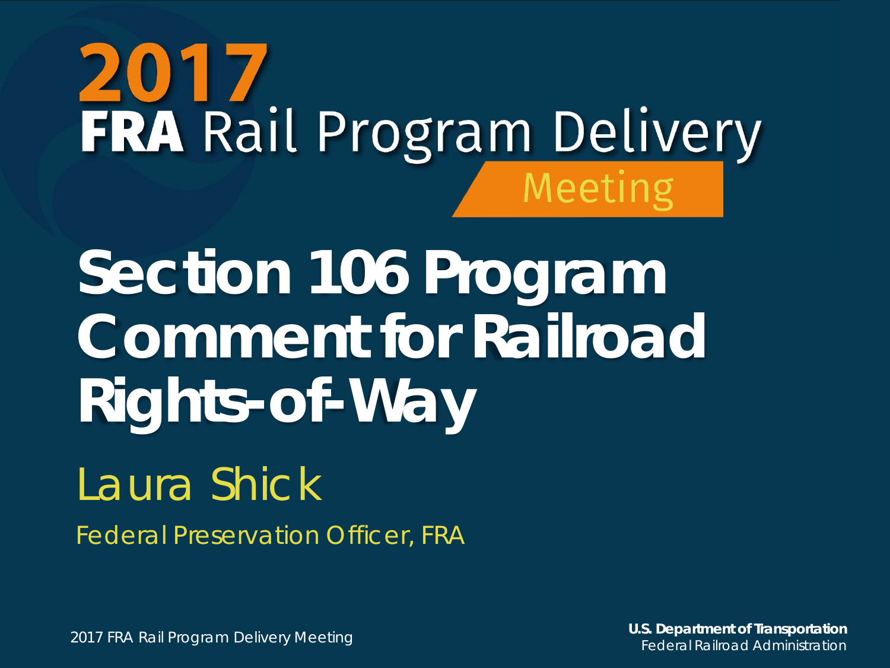# 2017 FRA Rail Program Delivery Meeting

# Section 106 Program Comment for Railroad Rights-of-Way

## Laura Shick

Federal Preservation Officer, FRA

2017 FRA Rail Program Delivery Meeting

**U.S. Department of Transportation**
Federal Railroad Administration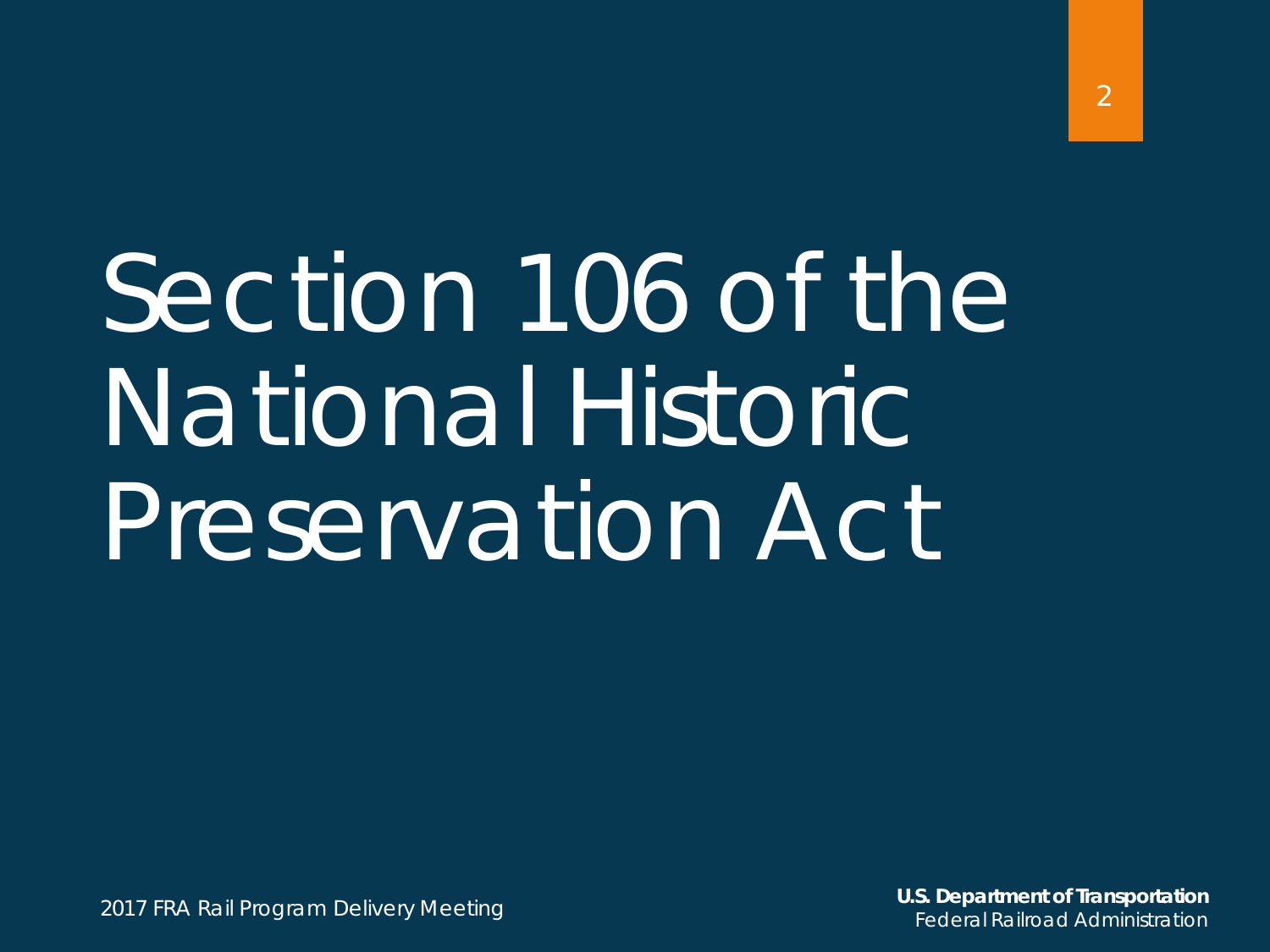# Section 106 of the National Historic Preservation Act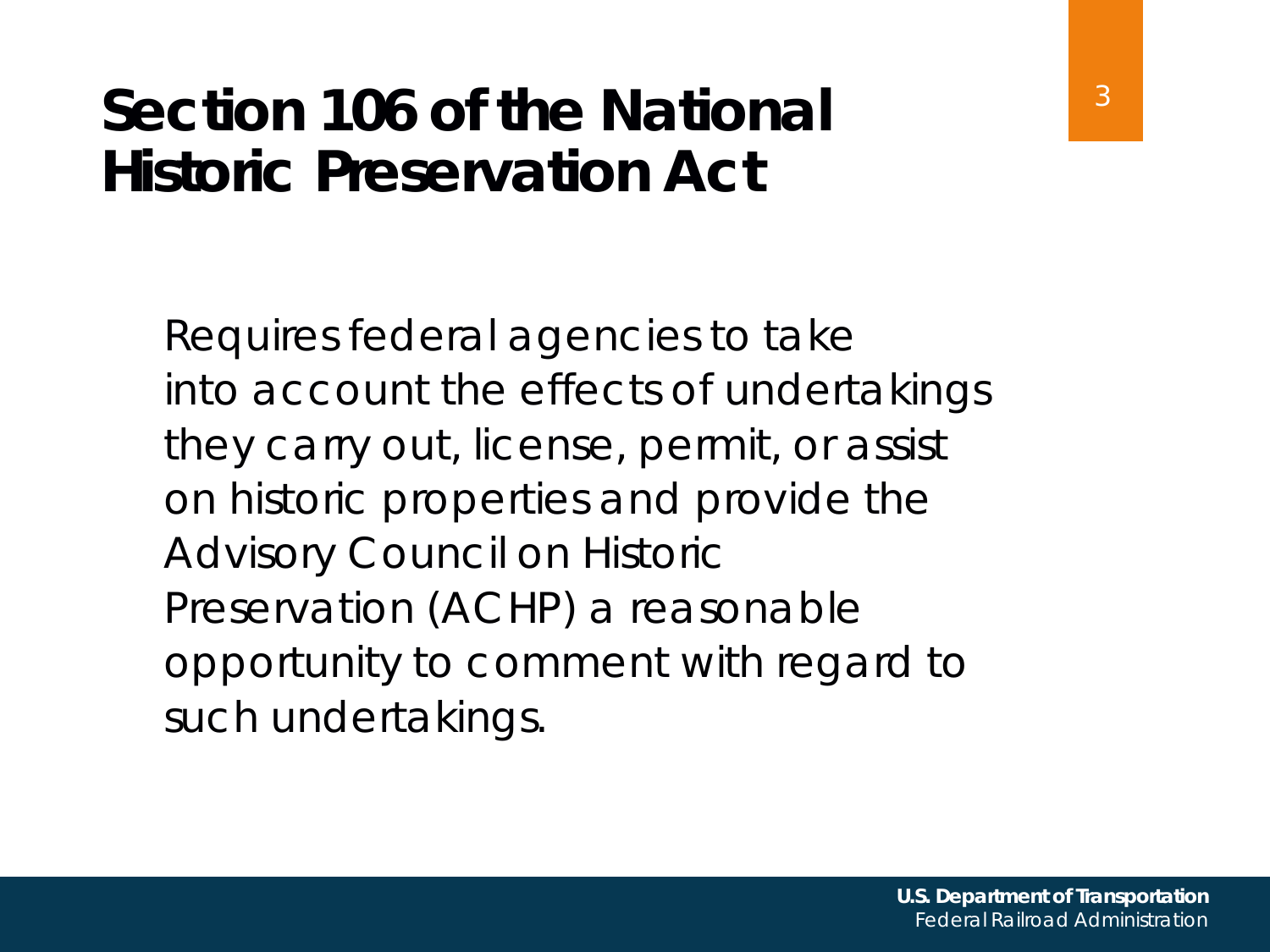# Section 106 of the National Historic Preservation Act

Requires federal agencies to take into account the effects of undertakings they carry out, license, permit, or assist on historic properties and provide the Advisory Council on Historic Preservation (ACHP) a reasonable opportunity to comment with regard to such undertakings.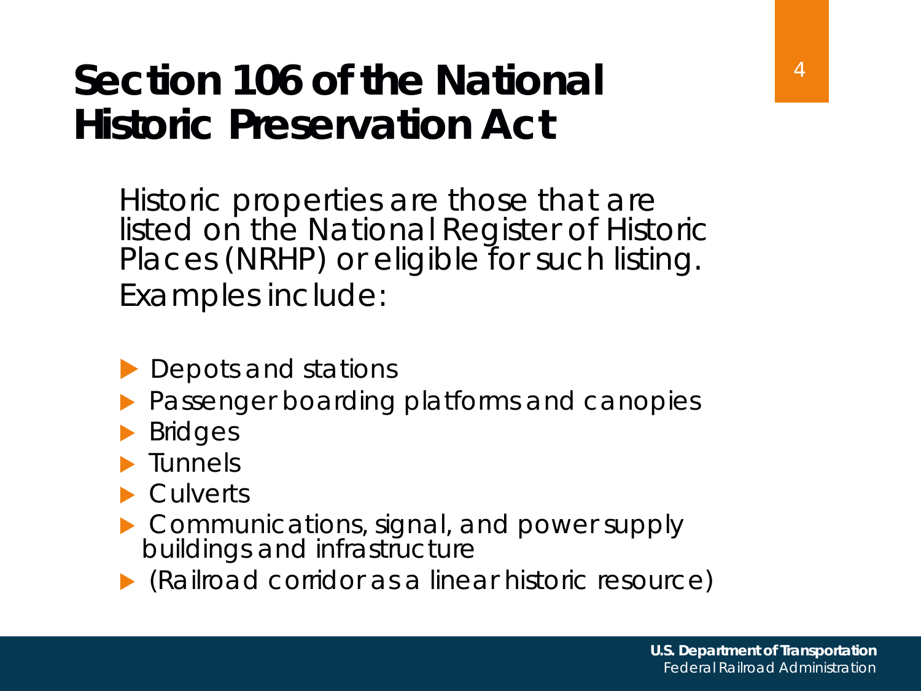# Section 106 of the National Historic Preservation Act

Historic properties are those that are listed on the National Register of Historic Places (NRHP) or eligible for such listing. Examples include:

- Depots and stations
- Passenger boarding platforms and canopies
- Bridges
- Tunnels
- Culverts
- Communications, signal, and power supply buildings and infrastructure
- (Railroad corridor as a linear historic resource)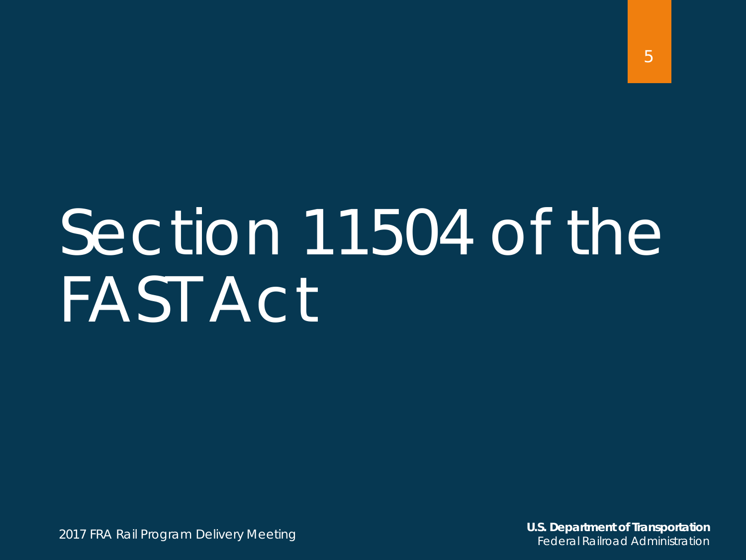# Section 11504 of the FAST Act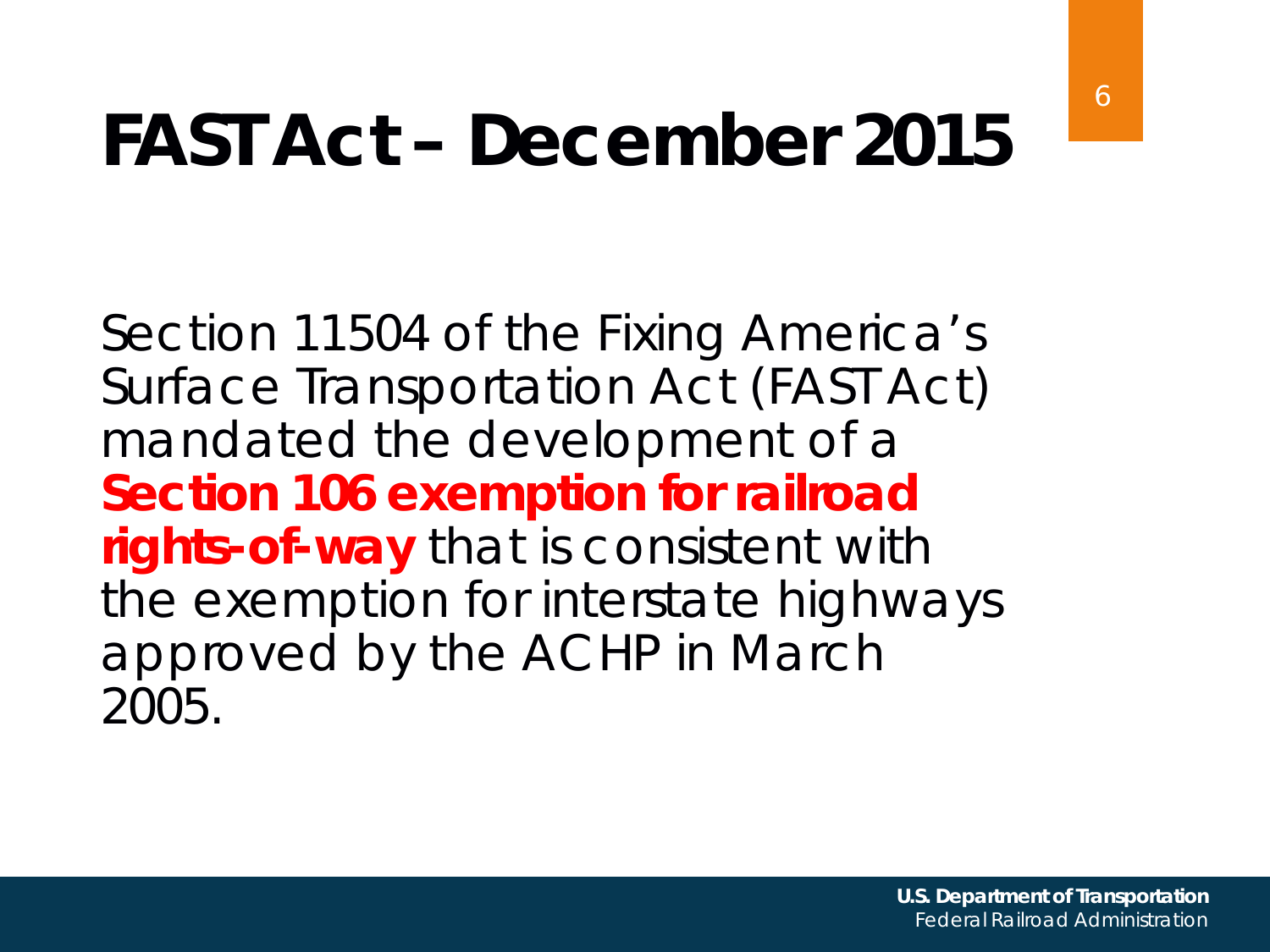# FAST Act – December 2015

Section 11504 of the Fixing America's Surface Transportation Act (FAST Act) mandated the development of a **Section 106 exemption for railroad rights-of-way** that is consistent with the exemption for interstate highways approved by the ACHP in March 2005.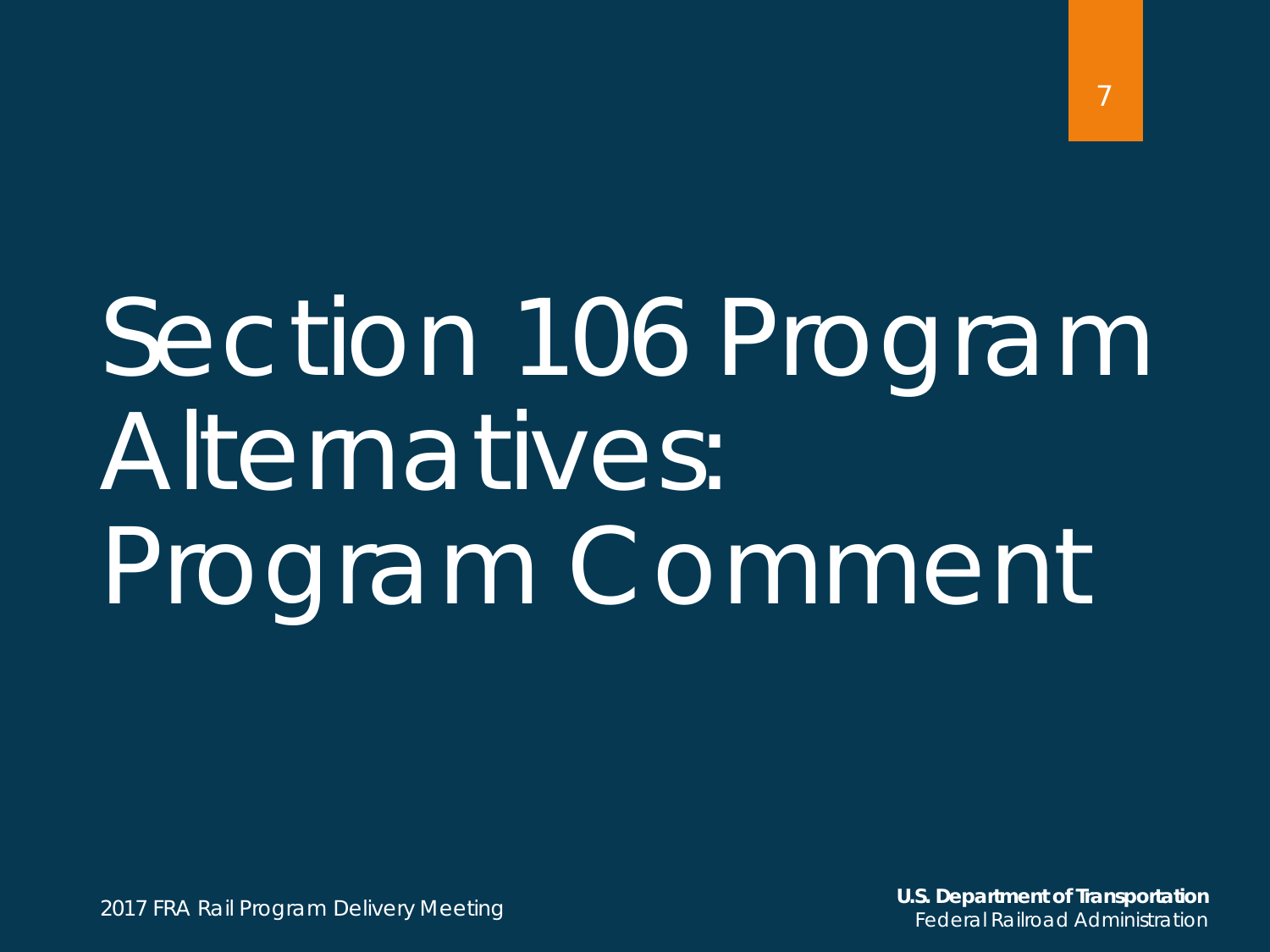# Section 106 Program Alternatives: Program Comment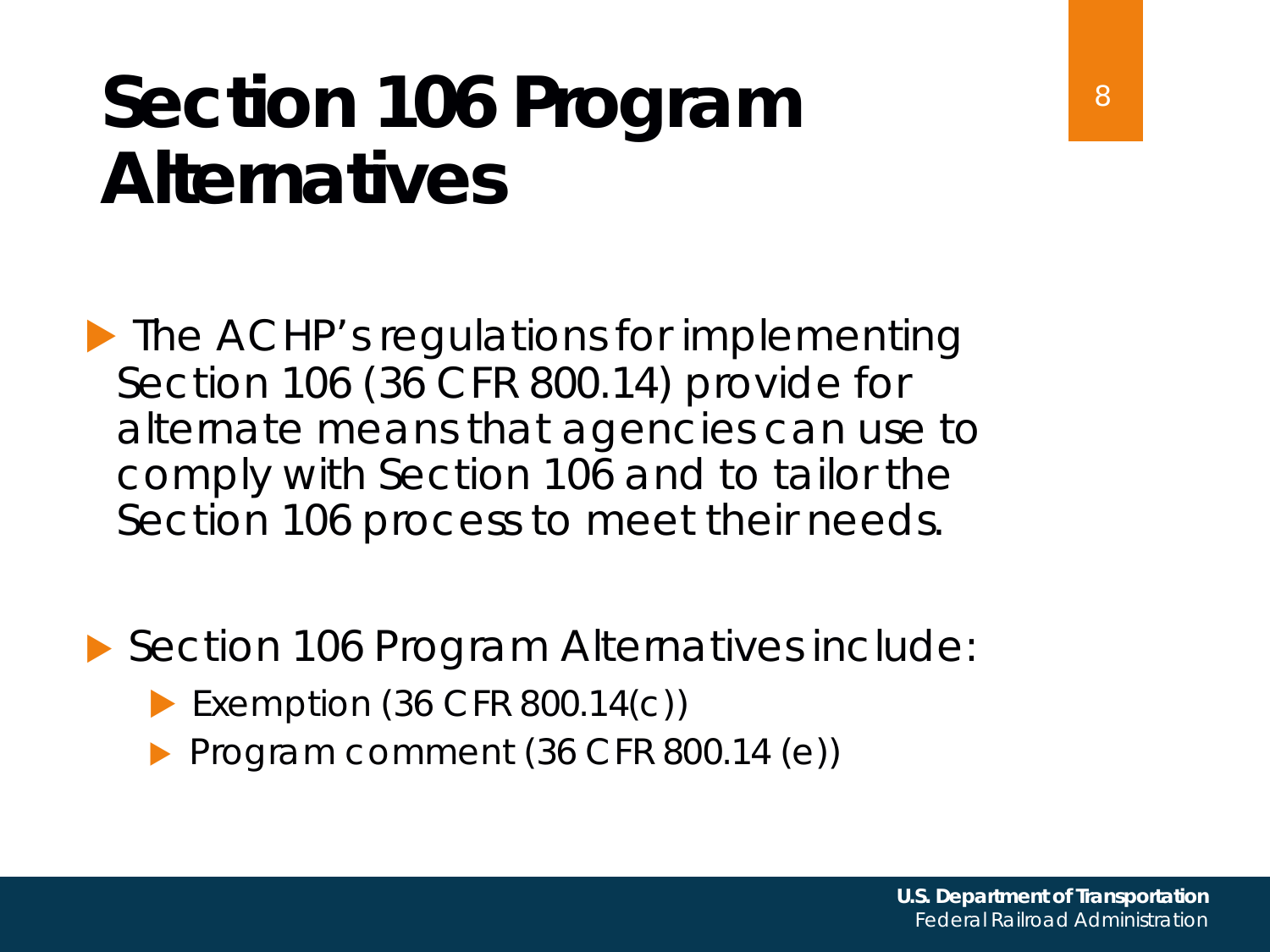# Section 106 Program Alternatives

- The ACHP's regulations for implementing Section 106 (36 CFR 800.14) provide for alternate means that agencies can use to comply with Section 106 and to tailor the Section 106 process to meet their needs.

- Section 106 Program Alternatives include:
  - Exemption (36 CFR 800.14(c))
  - Program comment (36 CFR 800.14 (e))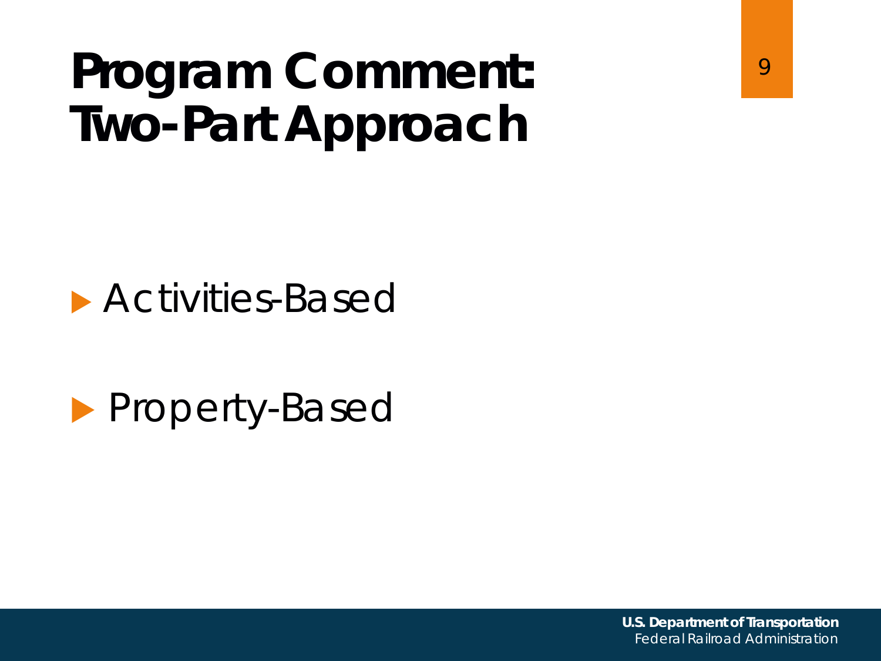# Program Comment: Two-Part Approach

- Activities-Based
- Property-Based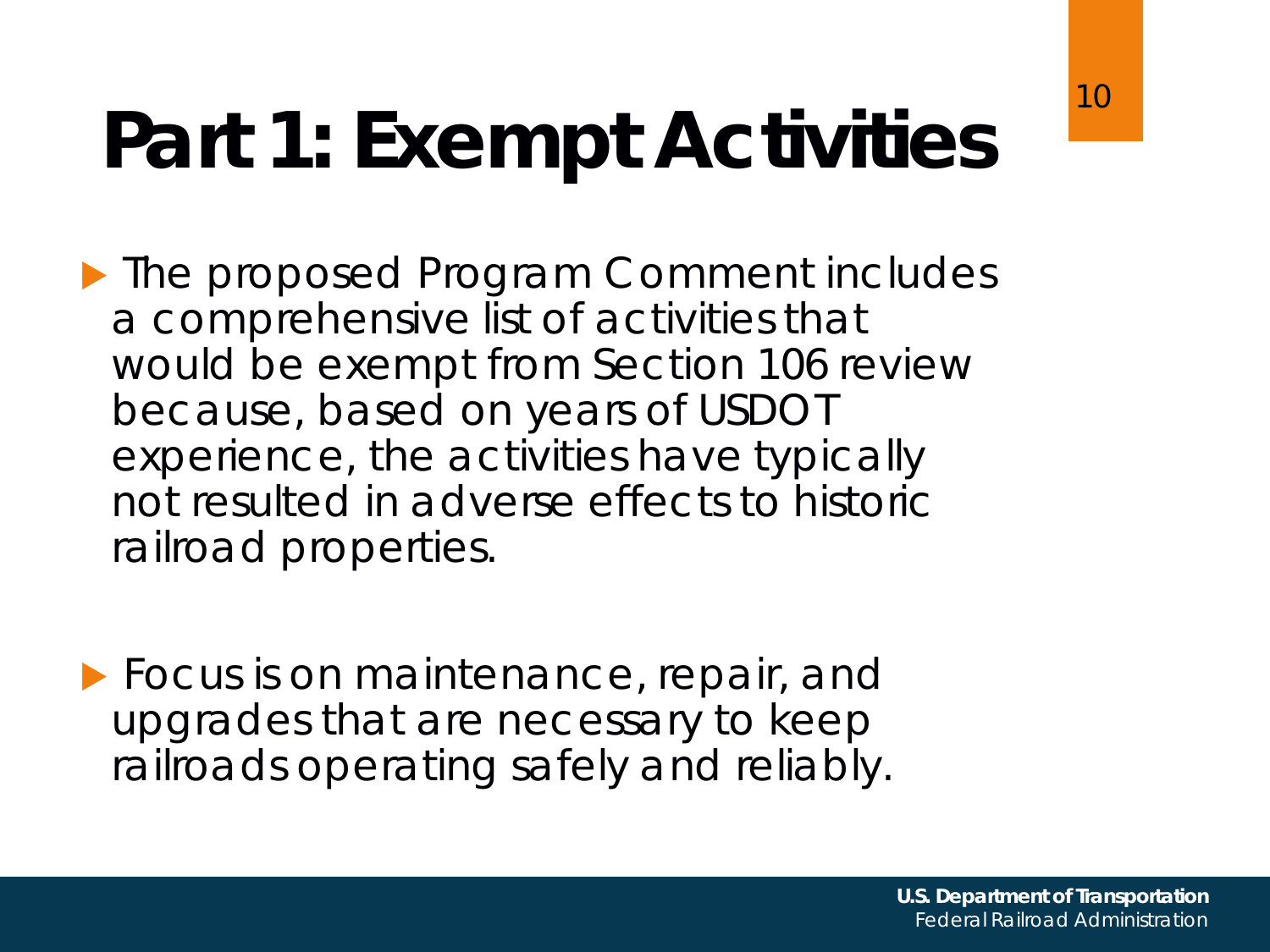# Part 1: Exempt Activities

- The proposed Program Comment includes a comprehensive list of activities that would be exempt from Section 106 review because, based on years of USDOT experience, the activities have typically not resulted in adverse effects to historic railroad properties.

- Focus is on maintenance, repair, and upgrades that are necessary to keep railroads operating safely and reliably.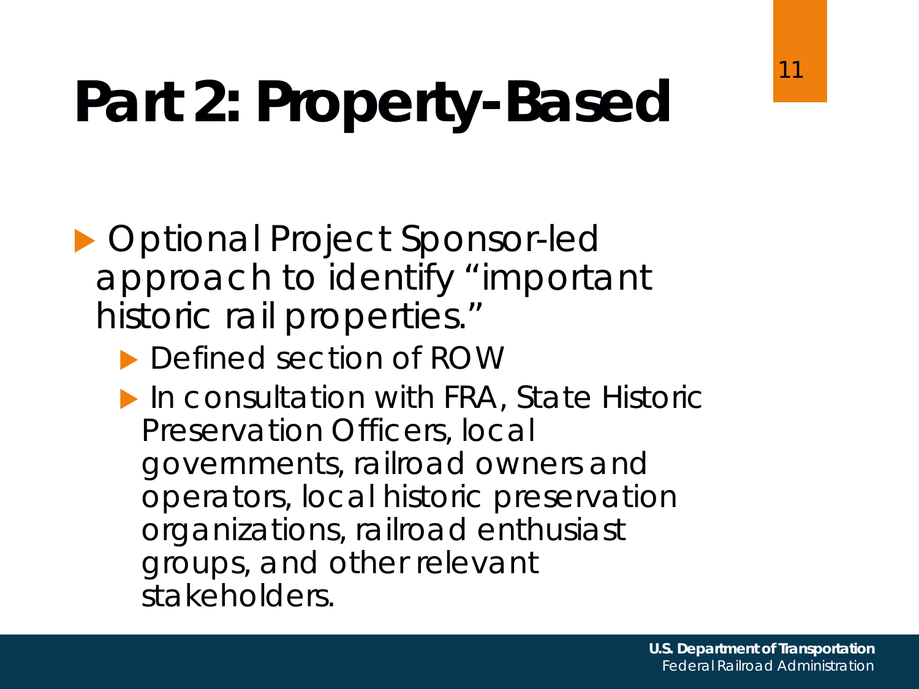# Part 2: Property-Based

- Optional Project Sponsor-led approach to identify “important historic rail properties.”
  - Defined section of ROW
  - In consultation with FRA, State Historic Preservation Officers, local governments, railroad owners and operators, local historic preservation organizations, railroad enthusiast groups, and other relevant stakeholders.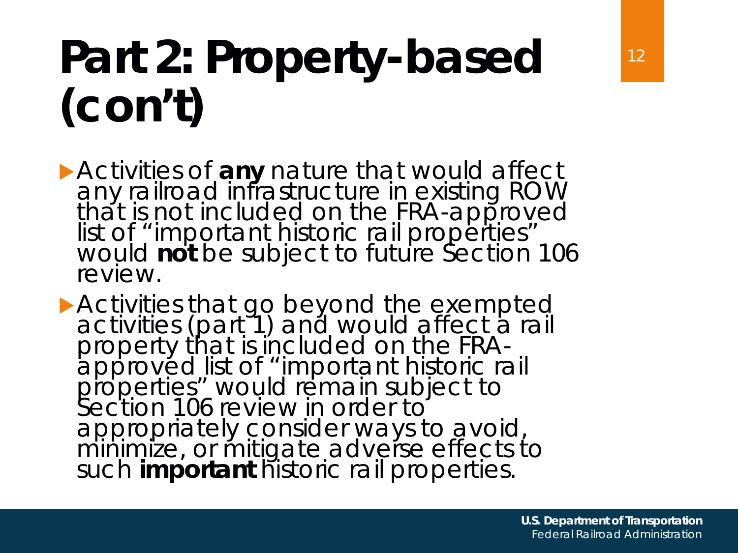# Part 2: Property-based (con't)

- Activities of **any** nature that would affect any railroad infrastructure in existing ROW that is not included on the FRA-approved list of "important historic rail properties" would **not** be subject to future Section 106 review.
- Activities that go beyond the exempted activities (part 1) and would affect a rail property that is included on the FRA-approved list of "important historic rail properties" would remain subject to Section 106 review in order to appropriately consider ways to avoid, minimize, or mitigate adverse effects to such **important** historic rail properties.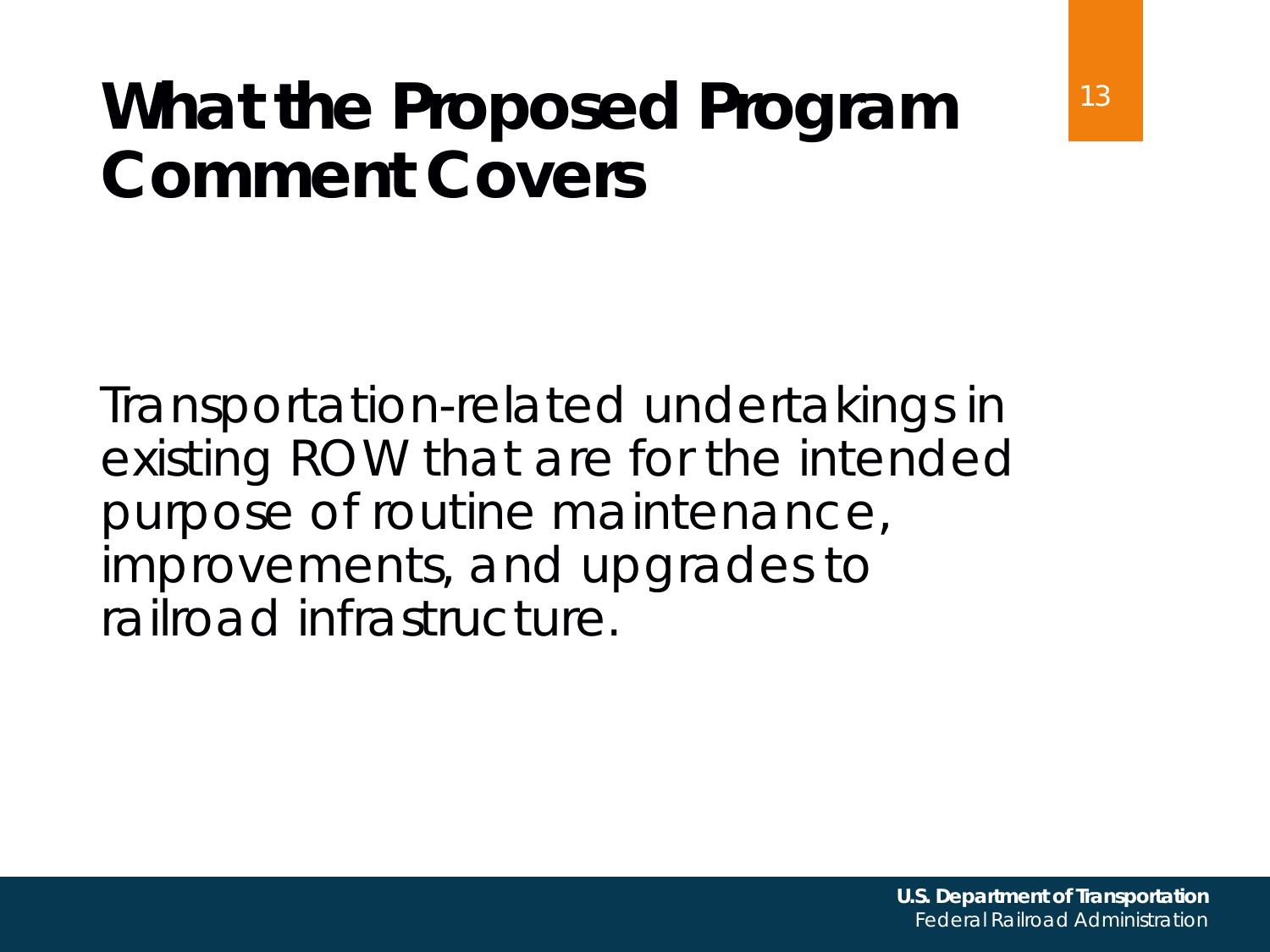# What the Proposed Program Comment Covers

Transportation-related undertakings in existing ROW that are for the intended purpose of routine maintenance, improvements, and upgrades to railroad infrastructure.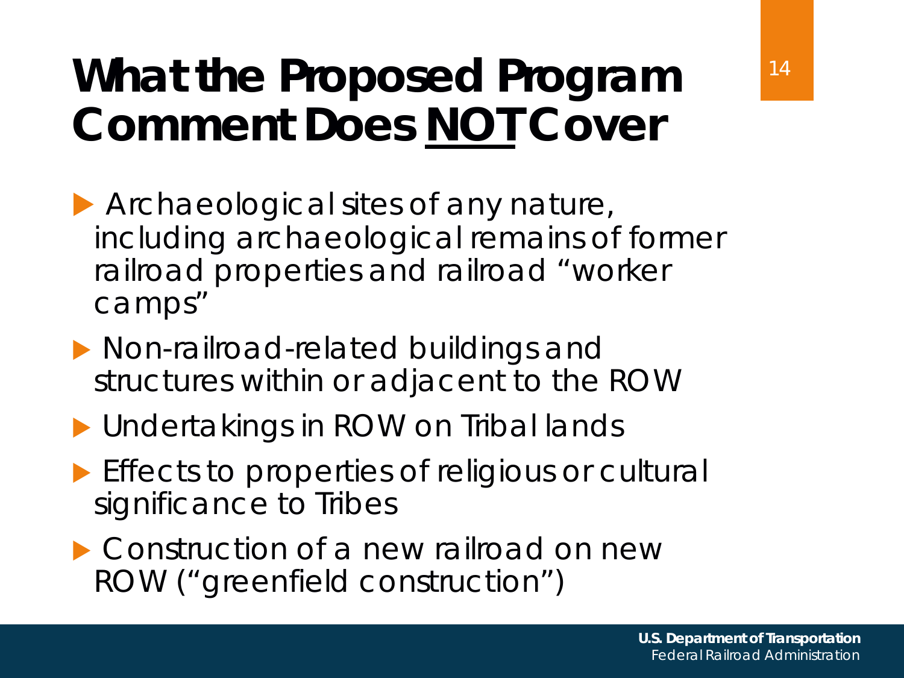# What the Proposed Program Comment Does <u>NOT</u> Cover

- Archaeological sites of any nature, including archaeological remains of former railroad properties and railroad "worker camps"
- Non-railroad-related buildings and structures within or adjacent to the ROW
- Undertakings in ROW on Tribal lands
- Effects to properties of religious or cultural significance to Tribes
- Construction of a new railroad on new ROW ("greenfield construction")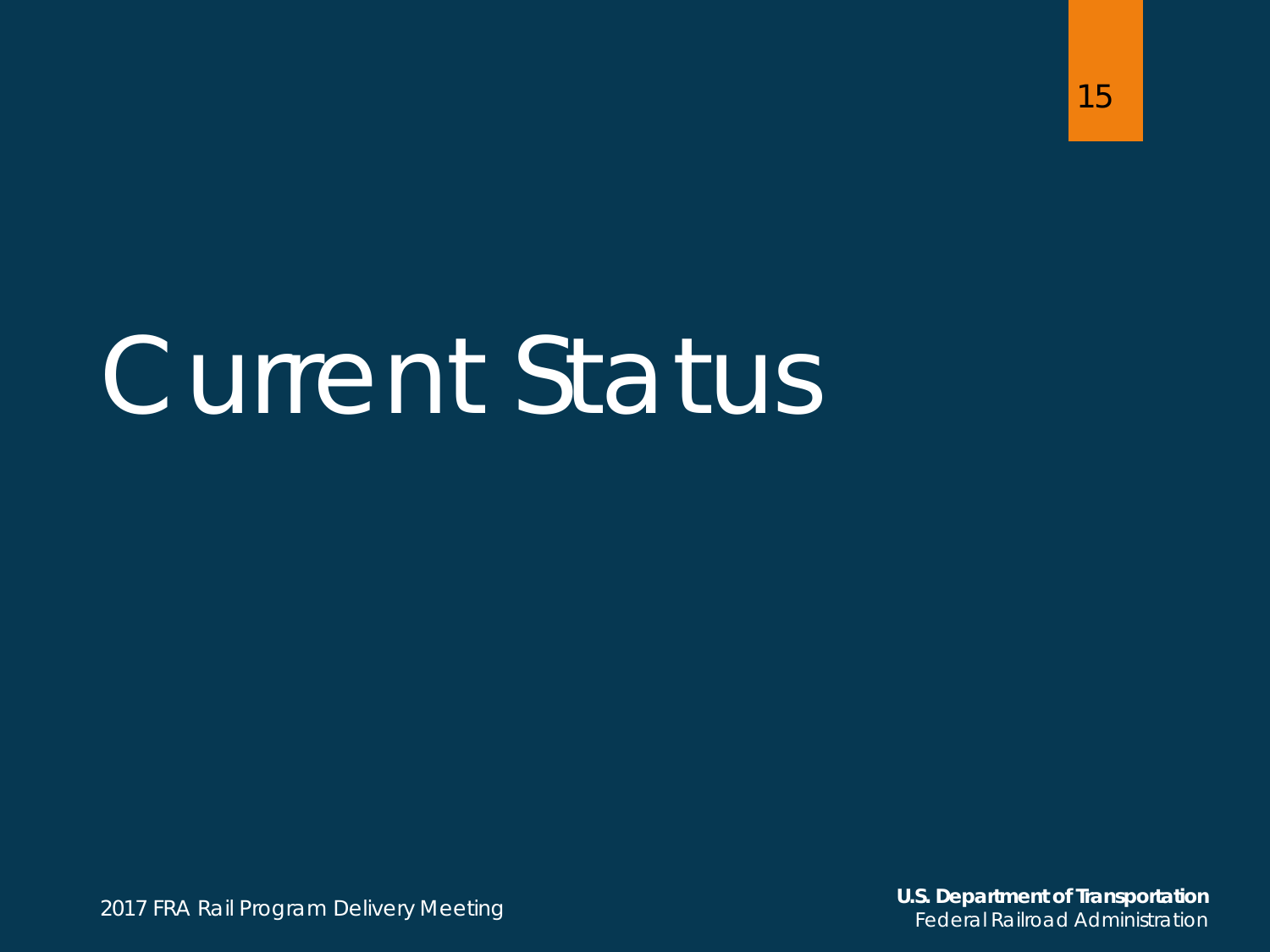# Current Status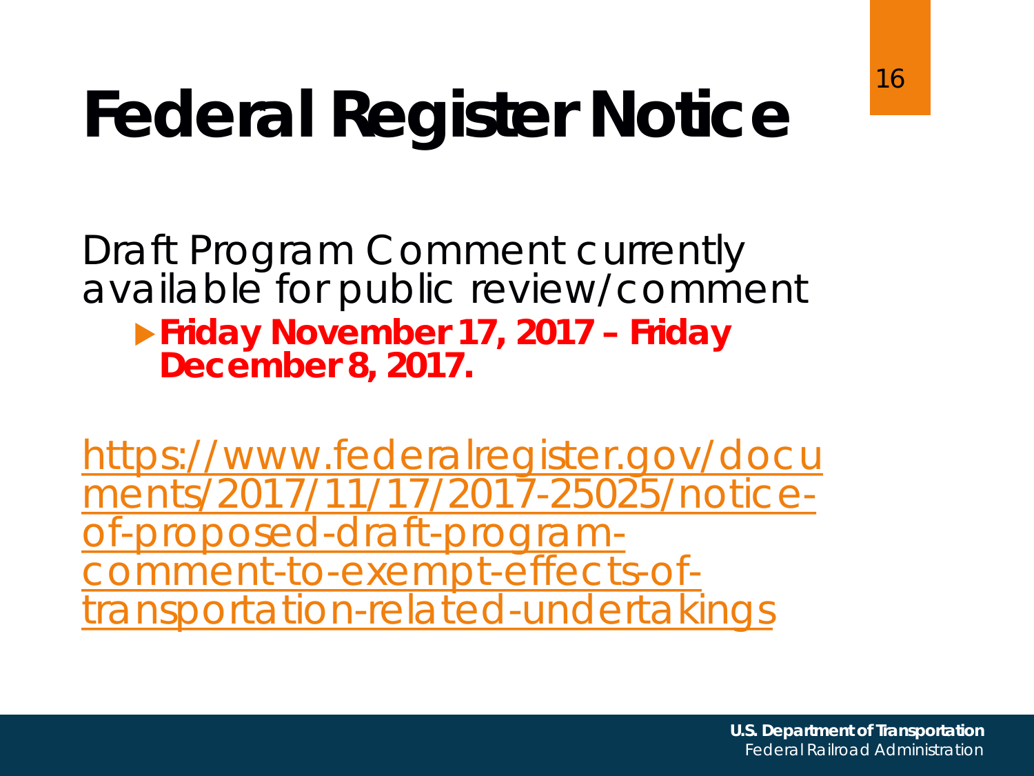# Federal Register Notice

Draft Program Comment currently available for public review/comment

- **Friday November 17, 2017 – Friday December 8, 2017.**

https://www.federalregister.gov/documents/2017/11/17/2017-25025/notice-of-proposed-draft-program-comment-to-exempt-effects-of-transportation-related-undertakings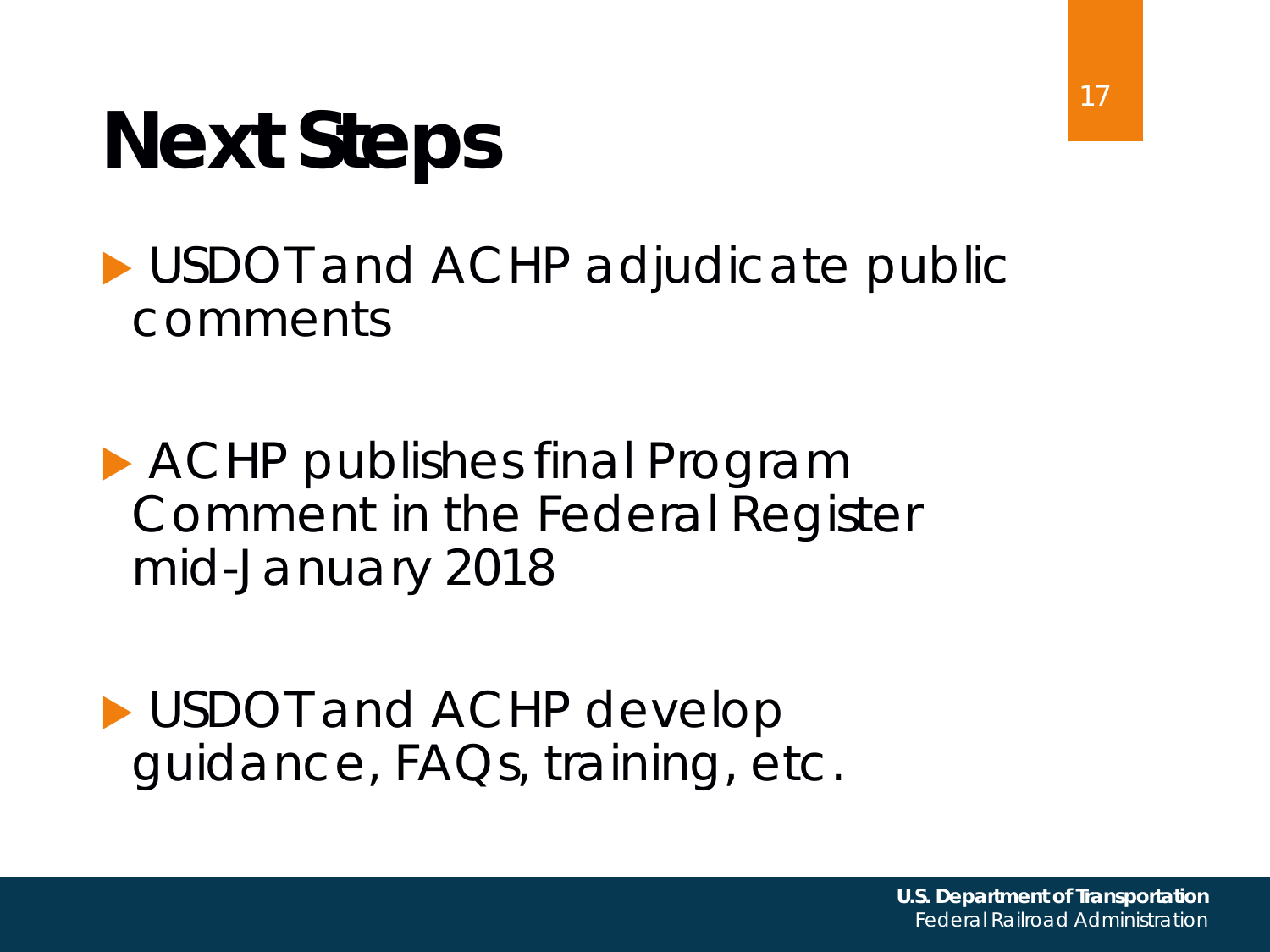# Next Steps

- USDOT and ACHP adjudicate public comments
- ACHP publishes final Program Comment in the Federal Register mid-January 2018
- USDOT and ACHP develop guidance, FAQs, training, etc.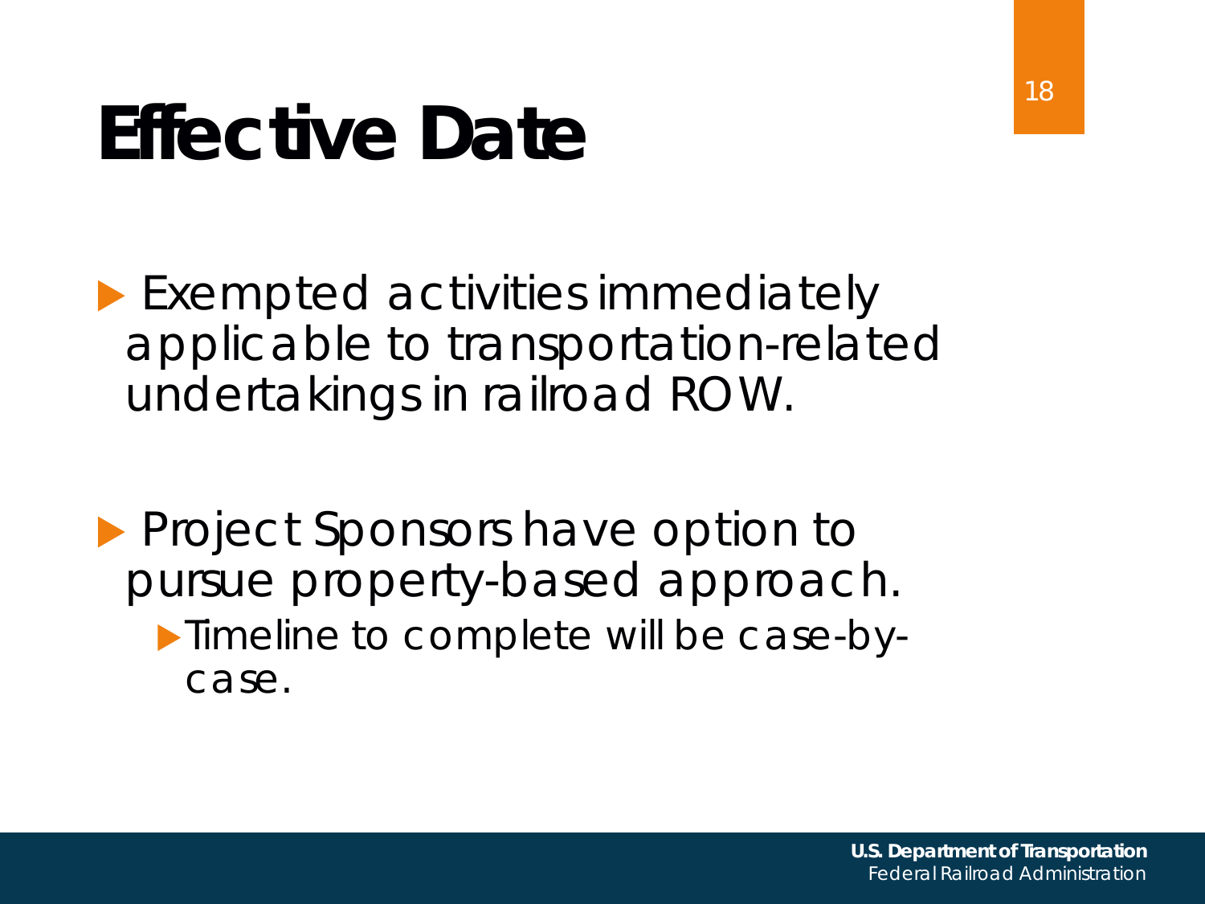# Effective Date

- Exempted activities immediately applicable to transportation-related undertakings in railroad ROW.

- Project Sponsors have option to pursue property-based approach.
  - Timeline to complete will be case-by-case.

**U.S. Department of Transportation**
Federal Railroad Administration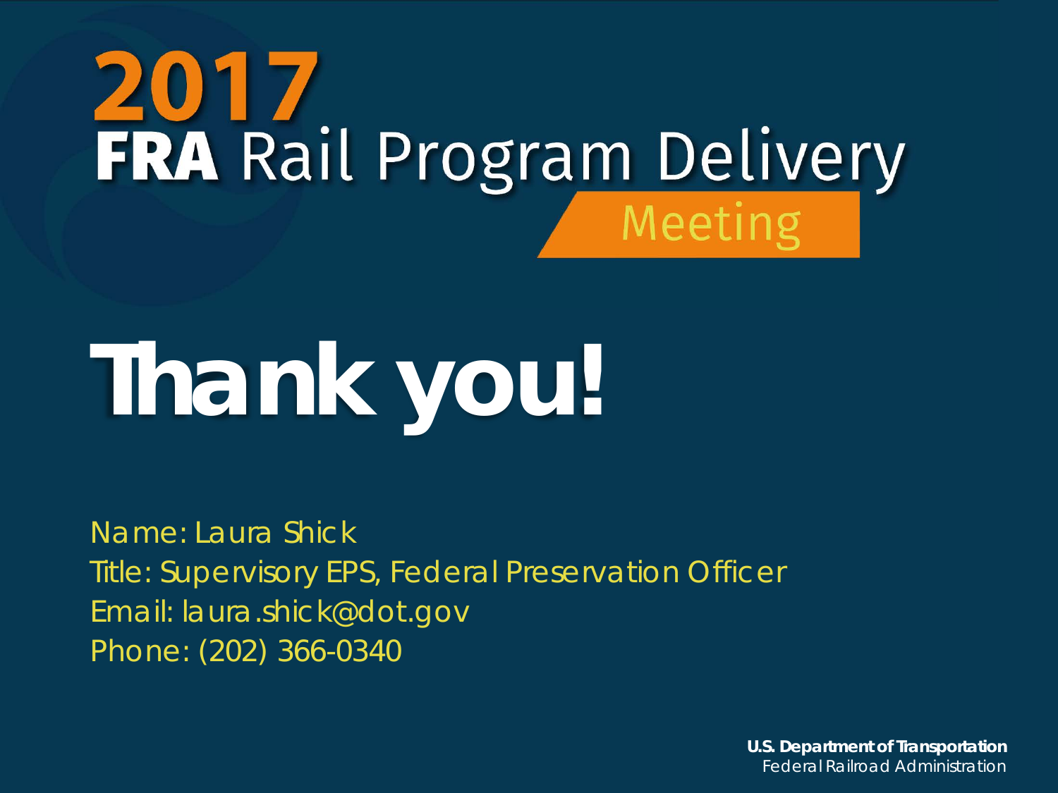# 2017 FRA Rail Program Delivery Meeting

# Thank you!

Name: Laura Shick

Title: Supervisory EPS, Federal Preservation Officer

Email: laura.shick@dot.gov

Phone: (202) 366-0340

**U.S. Department of Transportation**
Federal Railroad Administration